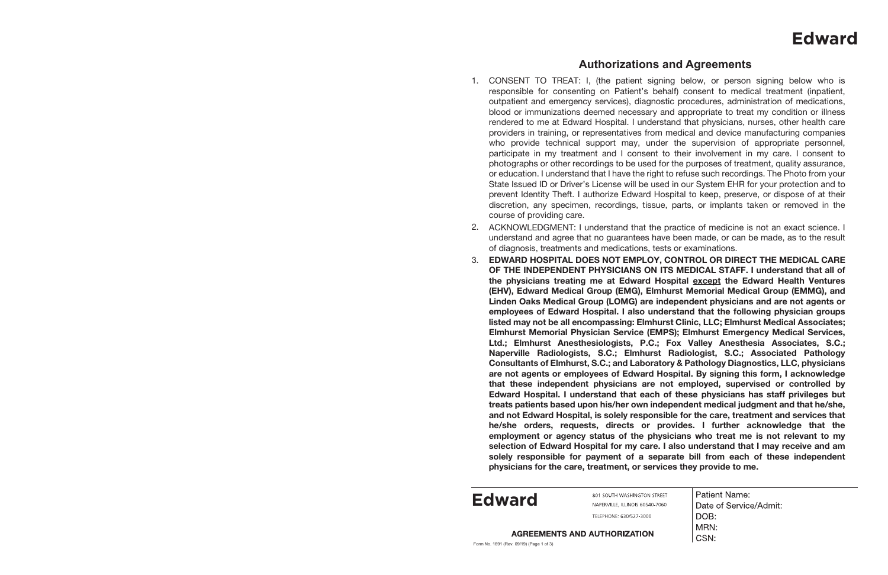# Edward

## Authorizations and Agreements

1. CONSENT TO TREAT: I, (the patient signing below, or person signing below who is responsible for consenting on Patient's behalf) consent to medical treatment (inpatient, outpatient and emergency services), diagnostic procedures, administration of medications, blood or immunizations deemed necessary and appropriate to treat my condition or illness rendered to me at Edward Hospital. I understand that physicians, nurses, other health care providers in training, or representatives from medical and device manufacturing companies who provide technical support may, under the supervision of appropriate personnel, participate in my treatment and I consent to their involvement in my care. I consent to photographs or other recordings to be used for the purposes of treatment, quality assurance, or education. I understand that I have the right to refuse such recordings. The Photo from your State Issued ID or Driver's License will be used in our System EHR for your protection and to prevent Identity Theft. I authorize Edward Hospital to keep, preserve, or dispose of at their discretion, any specimen, recordings, tissue, parts, or implants taken or removed in the course of providing care.
2. ACKNOWLEDGMENT: I understand that the practice of medicine is not an exact science. I understand and agree that no guarantees have been made, or can be made, as to the result of diagnosis, treatments and medications, tests or examinations.
3. **EDWARD HOSPITAL DOES NOT EMPLOY, CONTROL OR DIRECT THE MEDICAL CARE OF THE INDEPENDENT PHYSICIANS ON ITS MEDICAL STAFF. I understand that all of the physicians treating me at Edward Hospital <u>except</u> the Edward Health Ventures (EHV), Edward Medical Group (EMG), Elmhurst Memorial Medical Group (EMMG), and Linden Oaks Medical Group (LOMG) are independent physicians and are not agents or employees of Edward Hospital. I also understand that the following physician groups listed may not be all encompassing: Elmhurst Clinic, LLC; Elmhurst Medical Associates; Elmhurst Memorial Physician Service (EMPS); Elmhurst Emergency Medical Services, Ltd.; Elmhurst Anesthesiologists, P.C.; Fox Valley Anesthesia Associates, S.C.; Naperville Radiologists, S.C.; Elmhurst Radiologist, S.C.; Associated Pathology Consultants of Elmhurst, S.C.; and Laboratory & Pathology Diagnostics, LLC, physicians are not agents or employees of Edward Hospital. By signing this form, I acknowledge that these independent physicians are not employed, supervised or controlled by Edward Hospital. I understand that each of these physicians has staff privileges but treats patients based upon his/her own independent medical judgment and that he/she, and not Edward Hospital, is solely responsible for the care, treatment and services that he/she orders, requests, directs or provides. I further acknowledge that the employment or agency status of the physicians who treat me is not relevant to my selection of Edward Hospital for my care. I also understand that I may receive and am solely responsible for payment of a separate bill from each of these independent physicians for the care, treatment, or services they provide to me.**

---

**Edward**

801 SOUTH WASHINGTON STREET
NAPERVILLE, ILLINOIS 60540-7060
TELEPHONE: 630/527-3000

**AGREEMENTS AND AUTHORIZATION**

Form No. 1691 (Rev. 09/19) (Page 1 of 3)

Patient Name:
Date of Service/Admit:
DOB:
MRN:
CSN: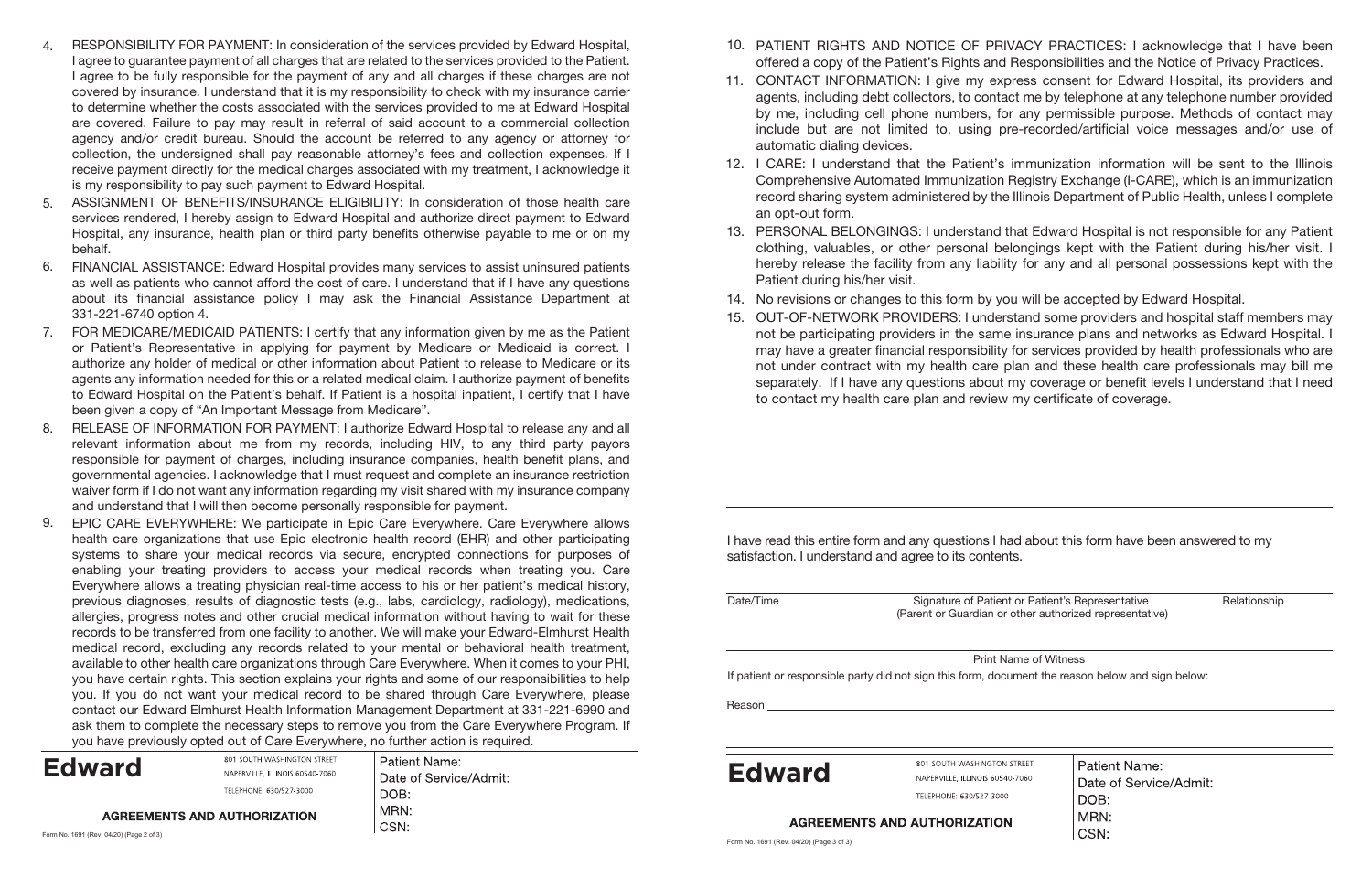4. RESPONSIBILITY FOR PAYMENT: In consideration of the services provided by Edward Hospital, I agree to guarantee payment of all charges that are related to the services provided to the Patient. I agree to be fully responsible for the payment of any and all charges if these charges are not covered by insurance. I understand that it is my responsibility to check with my insurance carrier to determine whether the costs associated with the services provided to me at Edward Hospital are covered. Failure to pay may result in referral of said account to a commercial collection agency and/or credit bureau. Should the account be referred to any agency or attorney for collection, the undersigned shall pay reasonable attorney's fees and collection expenses. If I receive payment directly for the medical charges associated with my treatment, I acknowledge it is my responsibility to pay such payment to Edward Hospital.
5. ASSIGNMENT OF BENEFITS/INSURANCE ELIGIBILITY: In consideration of those health care services rendered, I hereby assign to Edward Hospital and authorize direct payment to Edward Hospital, any insurance, health plan or third party benefits otherwise payable to me or on my behalf.
6. FINANCIAL ASSISTANCE: Edward Hospital provides many services to assist uninsured patients as well as patients who cannot afford the cost of care. I understand that if I have any questions about its financial assistance policy I may ask the Financial Assistance Department at 331-221-6740 option 4.
7. FOR MEDICARE/MEDICAID PATIENTS: I certify that any information given by me as the Patient or Patient's Representative in applying for payment by Medicare or Medicaid is correct. I authorize any holder of medical or other information about Patient to release to Medicare or its agents any information needed for this or a related medical claim. I authorize payment of benefits to Edward Hospital on the Patient's behalf. If Patient is a hospital inpatient, I certify that I have been given a copy of "An Important Message from Medicare".
8. RELEASE OF INFORMATION FOR PAYMENT: I authorize Edward Hospital to release any and all relevant information about me from my records, including HIV, to any third party payors responsible for payment of charges, including insurance companies, health benefit plans, and governmental agencies. I acknowledge that I must request and complete an insurance restriction waiver form if I do not want any information regarding my visit shared with my insurance company and understand that I will then become personally responsible for payment.
9. EPIC CARE EVERYWHERE: We participate in Epic Care Everywhere. Care Everywhere allows health care organizations that use Epic electronic health record (EHR) and other participating systems to share your medical records via secure, encrypted connections for purposes of enabling your treating providers to access your medical records when treating you. Care Everywhere allows a treating physician real-time access to his or her patient's medical history, previous diagnoses, results of diagnostic tests (e.g., labs, cardiology, radiology), medications, allergies, progress notes and other crucial medical information without having to wait for these records to be transferred from one facility to another. We will make your Edward-Elmhurst Health medical record, excluding any records related to your mental or behavioral health treatment, available to other health care organizations through Care Everywhere. When it comes to your PHI, you have certain rights. This section explains your rights and some of our responsibilities to help you. If you do not want your medical record to be shared through Care Everywhere, please contact our Edward Elmhurst Health Information Management Department at 331-221-6990 and ask them to complete the necessary steps to remove you from the Care Everywhere Program. If you have previously opted out of Care Everywhere, no further action is required.

**Edward**
801 SOUTH WASHINGTON STREET
NAPERVILLE, ILLINOIS 60540-7060
TELEPHONE: 630/527-3000

**AGREEMENTS AND AUTHORIZATION**

Form No. 1691 (Rev. 04/20) (Page 2 of 3)

Patient Name:
Date of Service/Admit:
DOB:
MRN:
CSN:

10. PATIENT RIGHTS AND NOTICE OF PRIVACY PRACTICES: I acknowledge that I have been offered a copy of the Patient's Rights and Responsibilities and the Notice of Privacy Practices.
11. CONTACT INFORMATION: I give my express consent for Edward Hospital, its providers and agents, including debt collectors, to contact me by telephone at any telephone number provided by me, including cell phone numbers, for any permissible purpose. Methods of contact may include but are not limited to, using pre-recorded/artificial voice messages and/or use of automatic dialing devices.
12. I CARE: I understand that the Patient's immunization information will be sent to the Illinois Comprehensive Automated Immunization Registry Exchange (I-CARE), which is an immunization record sharing system administered by the Illinois Department of Public Health, unless I complete an opt-out form.
13. PERSONAL BELONGINGS: I understand that Edward Hospital is not responsible for any Patient clothing, valuables, or other personal belongings kept with the Patient during his/her visit. I hereby release the facility from any liability for any and all personal possessions kept with the Patient during his/her visit.
14. No revisions or changes to this form by you will be accepted by Edward Hospital.
15. OUT-OF-NETWORK PROVIDERS: I understand some providers and hospital staff members may not be participating providers in the same insurance plans and networks as Edward Hospital. I may have a greater financial responsibility for services provided by health professionals who are not under contract with my health care plan and these health care professionals may bill me separately. If I have any questions about my coverage or benefit levels I understand that I need to contact my health care plan and review my certificate of coverage.

I have read this entire form and any questions I had about this form have been answered to my satisfaction. I understand and agree to its contents.

Date/Time | Signature of Patient or Patient's Representative (Parent or Guardian or other authorized representative) | Relationship

Print Name of Witness

If patient or responsible party did not sign this form, document the reason below and sign below:

Reason ______________________________

**Edward**
801 SOUTH WASHINGTON STREET
NAPERVILLE, ILLINOIS 60540-7060
TELEPHONE: 630/527-3000

**AGREEMENTS AND AUTHORIZATION**

Form No. 1691 (Rev. 04/20) (Page 3 of 3)

Patient Name:
Date of Service/Admit:
DOB:
MRN:
CSN: